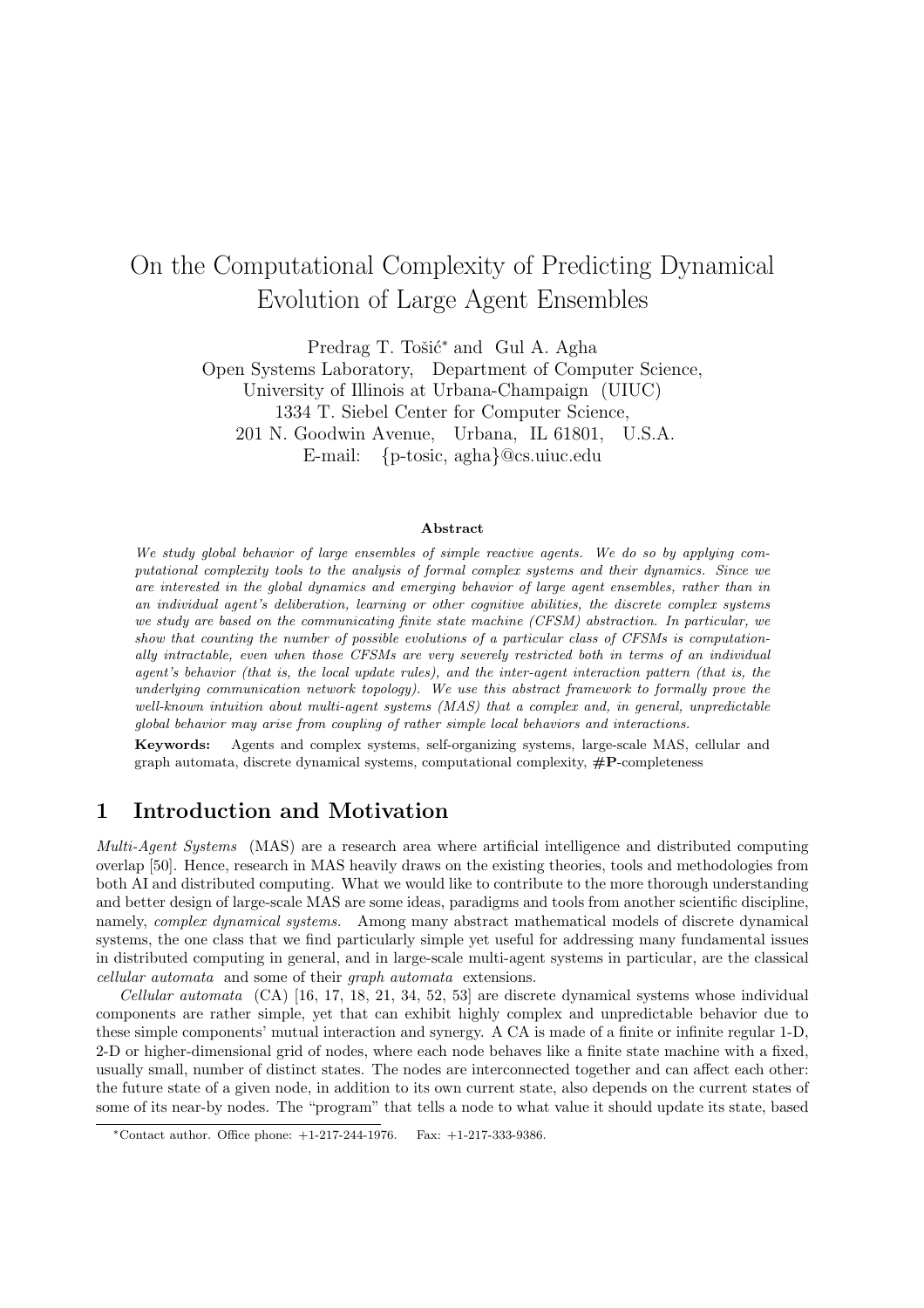# On the Computational Complexity of Predicting Dynamical Evolution of Large Agent Ensembles

Predrag T. Tošić* and Gul A. Agha
Open Systems Laboratory, Department of Computer Science,
University of Illinois at Urbana-Champaign (UIUC)
1334 T. Siebel Center for Computer Science,
201 N. Goodwin Avenue, Urbana, IL 61801, U.S.A.
E-mail: {p-tosic, agha}@cs.uiuc.edu

### Abstract

*We study global behavior of large ensembles of simple reactive agents. We do so by applying computational complexity tools to the analysis of formal complex systems and their dynamics. Since we are interested in the global dynamics and emerging behavior of large agent ensembles, rather than in an individual agent's deliberation, learning or other cognitive abilities, the discrete complex systems we study are based on the communicating finite state machine (CFSM) abstraction. In particular, we show that counting the number of possible evolutions of a particular class of CFSMs is computationally intractable, even when those CFSMs are very severely restricted both in terms of an individual agent's behavior (that is, the local update rules), and the inter-agent interaction pattern (that is, the underlying communication network topology). We use this abstract framework to formally prove the well-known intuition about multi-agent systems (MAS) that a complex and, in general, unpredictable global behavior may arise from coupling of rather simple local behaviors and interactions.*

**Keywords:** Agents and complex systems, self-organizing systems, large-scale MAS, cellular and graph automata, discrete dynamical systems, computational complexity, **#P**-completeness

## 1 Introduction and Motivation

*Multi-Agent Systems* (MAS) are a research area where artificial intelligence and distributed computing overlap [50]. Hence, research in MAS heavily draws on the existing theories, tools and methodologies from both AI and distributed computing. What we would like to contribute to the more thorough understanding and better design of large-scale MAS are some ideas, paradigms and tools from another scientific discipline, namely, *complex dynamical systems.* Among many abstract mathematical models of discrete dynamical systems, the one class that we find particularly simple yet useful for addressing many fundamental issues in distributed computing in general, and in large-scale multi-agent systems in particular, are the classical *cellular automata* and some of their *graph automata* extensions.

*Cellular automata* (CA) [16, 17, 18, 21, 34, 52, 53] are discrete dynamical systems whose individual components are rather simple, yet that can exhibit highly complex and unpredictable behavior due to these simple components' mutual interaction and synergy. A CA is made of a finite or infinite regular 1-D, 2-D or higher-dimensional grid of nodes, where each node behaves like a finite state machine with a fixed, usually small, number of distinct states. The nodes are interconnected together and can affect each other: the future state of a given node, in addition to its own current state, also depends on the current states of some of its near-by nodes. The "program" that tells a node to what value it should update its state, based

*Contact author. Office phone: +1-217-244-1976. Fax: +1-217-333-9386.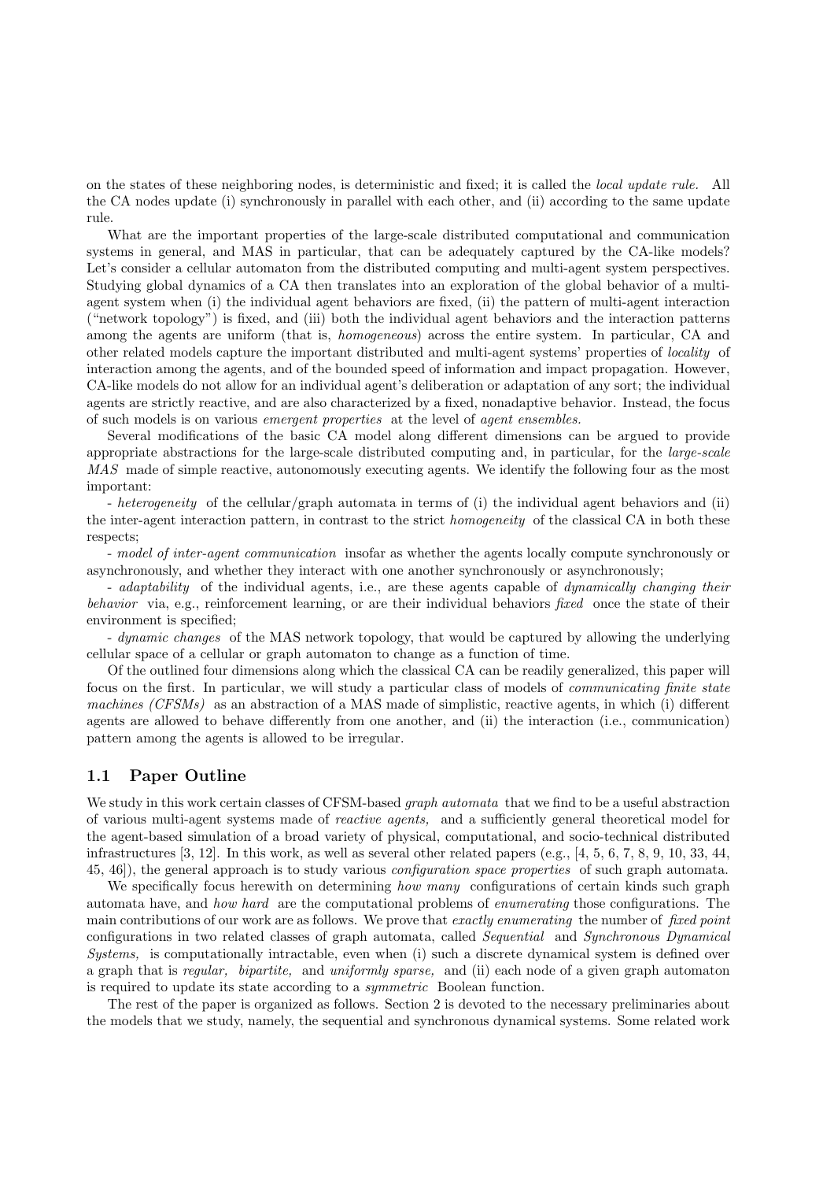on the states of these neighboring nodes, is deterministic and fixed; it is called the *local update rule.* All the CA nodes update (i) synchronously in parallel with each other, and (ii) according to the same update rule.

What are the important properties of the large-scale distributed computational and communication systems in general, and MAS in particular, that can be adequately captured by the CA-like models? Let's consider a cellular automaton from the distributed computing and multi-agent system perspectives. Studying global dynamics of a CA then translates into an exploration of the global behavior of a multi-agent system when (i) the individual agent behaviors are fixed, (ii) the pattern of multi-agent interaction ("network topology") is fixed, and (iii) both the individual agent behaviors and the interaction patterns among the agents are uniform (that is, *homogeneous*) across the entire system. In particular, CA and other related models capture the important distributed and multi-agent systems' properties of *locality* of interaction among the agents, and of the bounded speed of information and impact propagation. However, CA-like models do not allow for an individual agent's deliberation or adaptation of any sort; the individual agents are strictly reactive, and are also characterized by a fixed, nonadaptive behavior. Instead, the focus of such models is on various *emergent properties* at the level of *agent ensembles.*

Several modifications of the basic CA model along different dimensions can be argued to provide appropriate abstractions for the large-scale distributed computing and, in particular, for the *large-scale MAS* made of simple reactive, autonomously executing agents. We identify the following four as the most important:

- *heterogeneity* of the cellular/graph automata in terms of (i) the individual agent behaviors and (ii) the inter-agent interaction pattern, in contrast to the strict *homogeneity* of the classical CA in both these respects;

- *model of inter-agent communication* insofar as whether the agents locally compute synchronously or asynchronously, and whether they interact with one another synchronously or asynchronously;

- *adaptability* of the individual agents, i.e., are these agents capable of *dynamically changing their behavior* via, e.g., reinforcement learning, or are their individual behaviors *fixed* once the state of their environment is specified;

- *dynamic changes* of the MAS network topology, that would be captured by allowing the underlying cellular space of a cellular or graph automaton to change as a function of time.

Of the outlined four dimensions along which the classical CA can be readily generalized, this paper will focus on the first. In particular, we will study a particular class of models of *communicating finite state machines (CFSMs)* as an abstraction of a MAS made of simplistic, reactive agents, in which (i) different agents are allowed to behave differently from one another, and (ii) the interaction (i.e., communication) pattern among the agents is allowed to be irregular.

## 1.1 Paper Outline

We study in this work certain classes of CFSM-based *graph automata* that we find to be a useful abstraction of various multi-agent systems made of *reactive agents,* and a sufficiently general theoretical model for the agent-based simulation of a broad variety of physical, computational, and socio-technical distributed infrastructures [3, 12]. In this work, as well as several other related papers (e.g., [4, 5, 6, 7, 8, 9, 10, 33, 44, 45, 46]), the general approach is to study various *configuration space properties* of such graph automata.

We specifically focus herewith on determining *how many* configurations of certain kinds such graph automata have, and *how hard* are the computational problems of *enumerating* those configurations. The main contributions of our work are as follows. We prove that *exactly enumerating* the number of *fixed point* configurations in two related classes of graph automata, called *Sequential* and *Synchronous Dynamical Systems,* is computationally intractable, even when (i) such a discrete dynamical system is defined over a graph that is *regular, bipartite,* and *uniformly sparse,* and (ii) each node of a given graph automaton is required to update its state according to a *symmetric* Boolean function.

The rest of the paper is organized as follows. Section 2 is devoted to the necessary preliminaries about the models that we study, namely, the sequential and synchronous dynamical systems. Some related work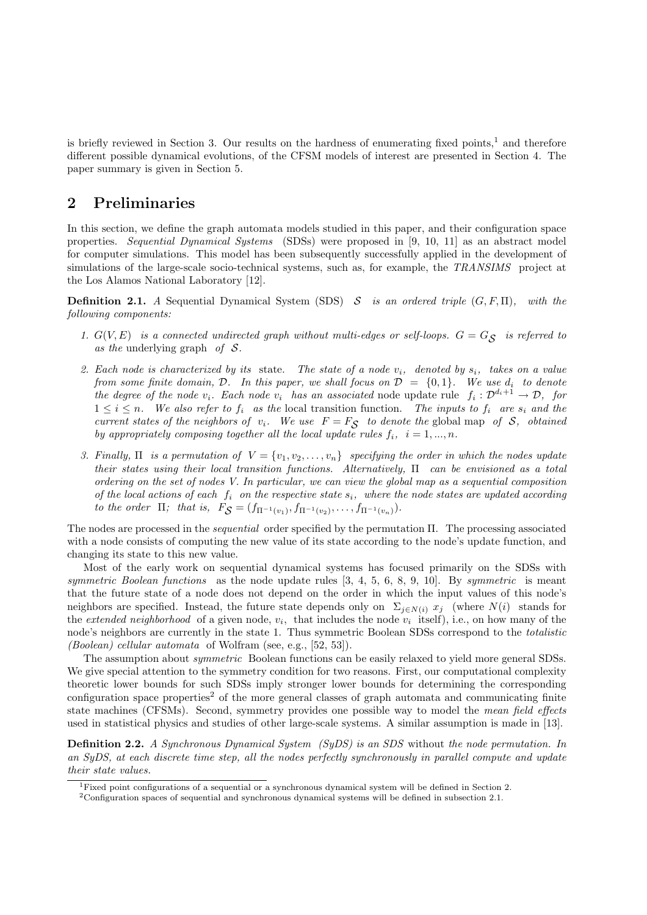is briefly reviewed in Section 3. Our results on the hardness of enumerating fixed points,[1] and therefore different possible dynamical evolutions, of the CFSM models of interest are presented in Section 4. The paper summary is given in Section 5.

## 2 Preliminaries

In this section, we define the graph automata models studied in this paper, and their configuration space properties. *Sequential Dynamical Systems* (SDSs) were proposed in [9, 10, 11] as an abstract model for computer simulations. This model has been subsequently successfully applied in the development of simulations of the large-scale socio-technical systems, such as, for example, the *TRANSIMS* project at the Los Alamos National Laboratory [12].

**Definition 2.1.** *A* Sequential Dynamical System (SDS) $\mathcal{S}$ *is an ordered triple* $(G, F, \Pi)$, *with the following components:*

1. *$G(V, E)$ is a connected undirected graph without multi-edges or self-loops. $G = G_{\mathcal{S}}$ is referred to as the* underlying graph *of $\mathcal{S}$.*
2. *Each node is characterized by its* state. *The state of a node $v_i$, denoted by $s_i$, takes on a value from some finite domain, $\mathcal{D}$. In this paper, we shall focus on $\mathcal{D} = \{0, 1\}$. We use $d_i$ to denote the degree of the node $v_i$. Each node $v_i$ has an associated* node update rule *$f_i : \mathcal{D}^{d_i+1} \to \mathcal{D}$, for $1 \le i \le n$. We also refer to $f_i$ as the* local transition function. *The inputs to $f_i$ are $s_i$ and the current states of the neighbors of $v_i$. We use $F = F_{\mathcal{S}}$ to denote the* global map *of $\mathcal{S}$, obtained by appropriately composing together all the local update rules $f_i$, $i = 1, ..., n$.*
3. *Finally, $\Pi$ is a permutation of $V = \{v_1, v_2, \ldots, v_n\}$ specifying the order in which the nodes update their states using their local transition functions. Alternatively, $\Pi$ can be envisioned as a total ordering on the set of nodes $V$. In particular, we can view the global map as a sequential composition of the local actions of each $f_i$ on the respective state $s_i$, where the node states are updated according to the order $\Pi$; that is, $F_{\mathcal{S}} = (f_{\Pi^{-1}(v_1)}, f_{\Pi^{-1}(v_2)}, \ldots, f_{\Pi^{-1}(v_n)})$.*

The nodes are processed in the *sequential* order specified by the permutation $\Pi$. The processing associated with a node consists of computing the new value of its state according to the node's update function, and changing its state to this new value.

Most of the early work on sequential dynamical systems has focused primarily on the SDSs with *symmetric Boolean functions* as the node update rules [3, 4, 5, 6, 8, 9, 10]. By *symmetric* is meant that the future state of a node does not depend on the order in which the input values of this node's neighbors are specified. Instead, the future state depends only on $\Sigma_{j \in N(i)}\, x_j$ (where $N(i)$ stands for the *extended neighborhood* of a given node, $v_i$, that includes the node $v_i$ itself), i.e., on how many of the node's neighbors are currently in the state 1. Thus symmetric Boolean SDSs correspond to the *totalistic (Boolean) cellular automata* of Wolfram (see, e.g., [52, 53]).

The assumption about *symmetric* Boolean functions can be easily relaxed to yield more general SDSs. We give special attention to the symmetry condition for two reasons. First, our computational complexity theoretic lower bounds for such SDSs imply stronger lower bounds for determining the corresponding configuration space properties[2] of the more general classes of graph automata and communicating finite state machines (CFSMs). Second, symmetry provides one possible way to model the *mean field effects* used in statistical physics and studies of other large-scale systems. A similar assumption is made in [13].

**Definition 2.2.** *A Synchronous Dynamical System (SyDS) is an SDS* without *the node permutation. In an SyDS, at each discrete time step, all the nodes perfectly synchronously in parallel compute and update their state values.*

[1] Fixed point configurations of a sequential or a synchronous dynamical system will be defined in Section 2.

[2] Configuration spaces of sequential and synchronous dynamical systems will be defined in subsection 2.1.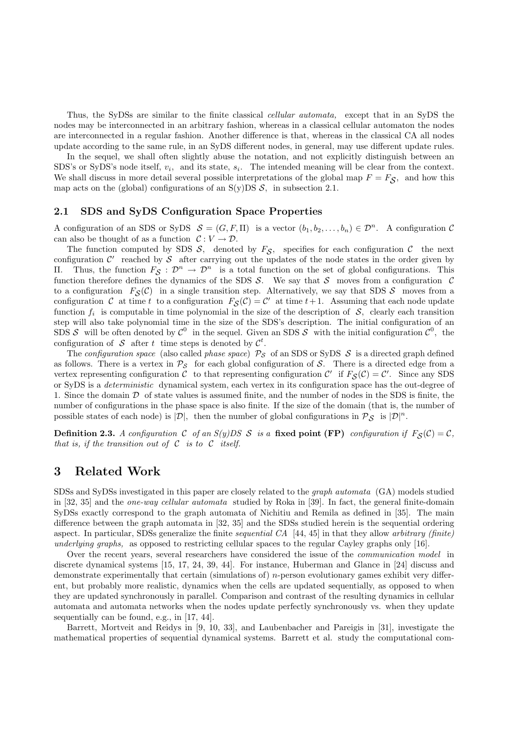Thus, the SyDSs are similar to the finite classical *cellular automata,* except that in an SyDS the nodes may be interconnected in an arbitrary fashion, whereas in a classical cellular automaton the nodes are interconnected in a regular fashion. Another difference is that, whereas in the classical CA all nodes update according to the same rule, in an SyDS different nodes, in general, may use different update rules.

In the sequel, we shall often slightly abuse the notation, and not explicitly distinguish between an SDS's or SyDS's node itself, $v_i$, and its state, $s_i$. The intended meaning will be clear from the context. We shall discuss in more detail several possible interpretations of the global map $F = F_{\mathcal{S}}$, and how this map acts on the (global) configurations of an S(y)DS $\mathcal{S}$, in subsection 2.1.

## 2.1 SDS and SyDS Configuration Space Properties

A configuration of an SDS or SyDS $\mathcal{S} = (G, F, \Pi)$ is a vector $(b_1, b_2, \ldots, b_n) \in \mathcal{D}^n$. A configuration $\mathcal{C}$ can also be thought of as a function $\mathcal{C} : V \to \mathcal{D}$.

The function computed by SDS $\mathcal{S}$, denoted by $F_{\mathcal{S}}$, specifies for each configuration $\mathcal{C}$ the next configuration $\mathcal{C}'$ reached by $\mathcal{S}$ after carrying out the updates of the node states in the order given by $\Pi$. Thus, the function $F_{\mathcal{S}} : \mathcal{D}^n \to \mathcal{D}^n$ is a total function on the set of global configurations. This function therefore defines the dynamics of the SDS $\mathcal{S}$. We say that $\mathcal{S}$ moves from a configuration $\mathcal{C}$ to a configuration $F_{\mathcal{S}}(\mathcal{C})$ in a single transition step. Alternatively, we say that SDS $\mathcal{S}$ moves from a configuration $\mathcal{C}$ at time $t$ to a configuration $F_{\mathcal{S}}(\mathcal{C}) = \mathcal{C}'$ at time $t+1$. Assuming that each node update function $f_i$ is computable in time polynomial in the size of the description of $\mathcal{S}$, clearly each transition step will also take polynomial time in the size of the SDS's description. The initial configuration of an SDS $\mathcal{S}$ will be often denoted by $\mathcal{C}^0$ in the sequel. Given an SDS $\mathcal{S}$ with the initial configuration $\mathcal{C}^0$, the configuration of $\mathcal{S}$ after $t$ time steps is denoted by $\mathcal{C}^t$.

The *configuration space* (also called *phase space*) $\mathcal{P}_{\mathcal{S}}$ of an SDS or SyDS $\mathcal{S}$ is a directed graph defined as follows. There is a vertex in $\mathcal{P}_{\mathcal{S}}$ for each global configuration of $\mathcal{S}$. There is a directed edge from a vertex representing configuration $\mathcal{C}$ to that representing configuration $\mathcal{C}'$ if $F_{\mathcal{S}}(\mathcal{C}) = \mathcal{C}'$. Since any SDS or SyDS is a *deterministic* dynamical system, each vertex in its configuration space has the out-degree of 1. Since the domain $\mathcal{D}$ of state values is assumed finite, and the number of nodes in the SDS is finite, the number of configurations in the phase space is also finite. If the size of the domain (that is, the number of possible states of each node) is $|\mathcal{D}|$, then the number of global configurations in $\mathcal{P}_{\mathcal{S}}$ is $|\mathcal{D}|^n$.

**Definition 2.3.** *A configuration $\mathcal{C}$ of an S(y)DS $\mathcal{S}$ is a* **fixed point (FP)** *configuration if $F_{\mathcal{S}}(\mathcal{C}) = \mathcal{C}$, that is, if the transition out of $\mathcal{C}$ is to $\mathcal{C}$ itself.*

# 3 Related Work

SDSs and SyDSs investigated in this paper are closely related to the *graph automata* (GA) models studied in [32, 35] and the *one-way cellular automata* studied by Roka in [39]. In fact, the general finite-domain SyDSs exactly correspond to the graph automata of Nichitiu and Remila as defined in [35]. The main difference between the graph automata in [32, 35] and the SDSs studied herein is the sequential ordering aspect. In particular, SDSs generalize the finite *sequential CA* [44, 45] in that they allow *arbitrary (finite) underlying graphs,* as opposed to restricting cellular spaces to the regular Cayley graphs only [16].

Over the recent years, several researchers have considered the issue of the *communication model* in discrete dynamical systems [15, 17, 24, 39, 44]. For instance, Huberman and Glance in [24] discuss and demonstrate experimentally that certain (simulations of) $n$-person evolutionary games exhibit very different, but probably more realistic, dynamics when the cells are updated sequentially, as opposed to when they are updated synchronously in parallel. Comparison and contrast of the resulting dynamics in cellular automata and automata networks when the nodes update perfectly synchronously vs. when they update sequentially can be found, e.g., in [17, 44].

Barrett, Mortveit and Reidys in [9, 10, 33], and Laubenbacher and Pareigis in [31], investigate the mathematical properties of sequential dynamical systems. Barrett et al. study the computational com-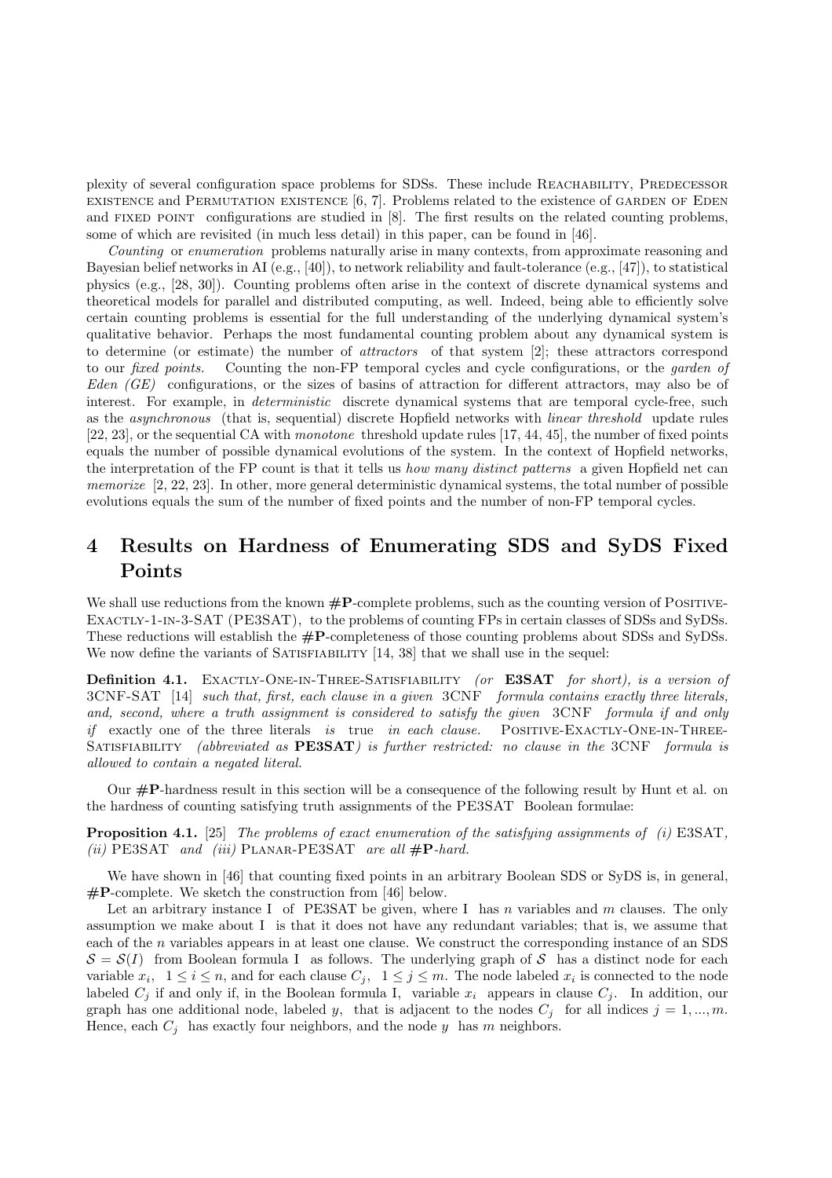plexity of several configuration space problems for SDSs. These include Reachability, Predecessor existence and Permutation existence [6, 7]. Problems related to the existence of garden of Eden and fixed point configurations are studied in [8]. The first results on the related counting problems, some of which are revisited (in much less detail) in this paper, can be found in [46].

*Counting* or *enumeration* problems naturally arise in many contexts, from approximate reasoning and Bayesian belief networks in AI (e.g., [40]), to network reliability and fault-tolerance (e.g., [47]), to statistical physics (e.g., [28, 30]). Counting problems often arise in the context of discrete dynamical systems and theoretical models for parallel and distributed computing, as well. Indeed, being able to efficiently solve certain counting problems is essential for the full understanding of the underlying dynamical system's qualitative behavior. Perhaps the most fundamental counting problem about any dynamical system is to determine (or estimate) the number of *attractors* of that system [2]; these attractors correspond to our *fixed points*. Counting the non-FP temporal cycles and cycle configurations, or the *garden of Eden (GE)* configurations, or the sizes of basins of attraction for different attractors, may also be of interest. For example, in *deterministic* discrete dynamical systems that are temporal cycle-free, such as the *asynchronous* (that is, sequential) discrete Hopfield networks with *linear threshold* update rules [22, 23], or the sequential CA with *monotone* threshold update rules [17, 44, 45], the number of fixed points equals the number of possible dynamical evolutions of the system. In the context of Hopfield networks, the interpretation of the FP count is that it tells us *how many distinct patterns* a given Hopfield net can *memorize* [2, 22, 23]. In other, more general deterministic dynamical systems, the total number of possible evolutions equals the sum of the number of fixed points and the number of non-FP temporal cycles.

# 4 Results on Hardness of Enumerating SDS and SyDS Fixed Points

We shall use reductions from the known **#P**-complete problems, such as the counting version of Positive-Exactly-1-in-3-SAT (PE3SAT), to the problems of counting FPs in certain classes of SDSs and SyDSs. These reductions will establish the **#P**-completeness of those counting problems about SDSs and SyDSs. We now define the variants of Satisfiability [14, 38] that we shall use in the sequel:

**Definition 4.1.** Exactly-One-in-Three-Satisfiability *(or* **E3SAT** *for short), is a version of* 3CNF-SAT [14] *such that, first, each clause in a given* 3CNF *formula contains exactly three literals, and, second, where a truth assignment is considered to satisfy the given* 3CNF *formula if and only if* exactly one of the three literals *is* true *in each clause.* Positive-Exactly-One-in-Three-Satisfiability *(abbreviated as* **PE3SAT***) is further restricted: no clause in the* 3CNF *formula is allowed to contain a negated literal.*

Our **#P**-hardness result in this section will be a consequence of the following result by Hunt et al. on the hardness of counting satisfying truth assignments of the PE3SAT Boolean formulae:

**Proposition 4.1.** [25] *The problems of exact enumeration of the satisfying assignments of (i)* E3SAT*, (ii)* PE3SAT *and (iii)* Planar-PE3SAT *are all* **#P***-hard.*

We have shown in [46] that counting fixed points in an arbitrary Boolean SDS or SyDS is, in general, **#P**-complete. We sketch the construction from [46] below.

Let an arbitrary instance I of PE3SAT be given, where I has $n$ variables and $m$ clauses. The only assumption we make about I is that it does not have any redundant variables; that is, we assume that each of the $n$ variables appears in at least one clause. We construct the corresponding instance of an SDS $\mathcal{S} = \mathcal{S}(I)$ from Boolean formula I as follows. The underlying graph of $\mathcal{S}$ has a distinct node for each variable $x_i$, $1 \le i \le n$, and for each clause $C_j$, $1 \le j \le m$. The node labeled $x_i$ is connected to the node labeled $C_j$ if and only if, in the Boolean formula I, variable $x_i$ appears in clause $C_j$. In addition, our graph has one additional node, labeled $y$, that is adjacent to the nodes $C_j$ for all indices $j = 1, ..., m$. Hence, each $C_j$ has exactly four neighbors, and the node $y$ has $m$ neighbors.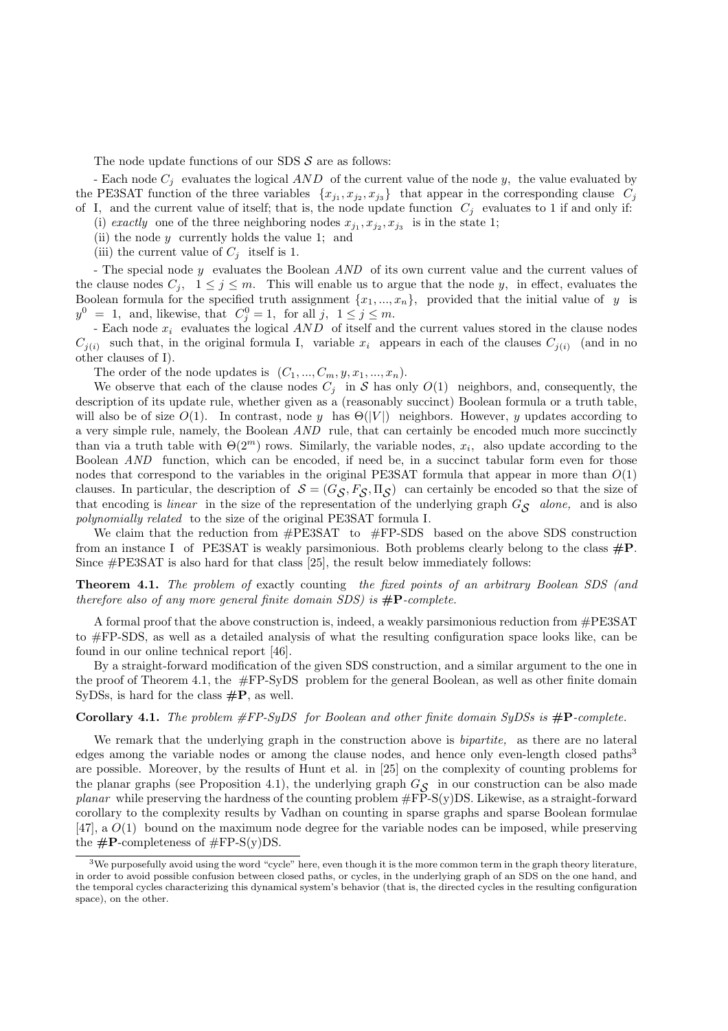The node update functions of our SDS $\mathcal{S}$ are as follows:

- Each node $C_j$ evaluates the logical $AND$ of the current value of the node $y$, the value evaluated by the PE3SAT function of the three variables $\{x_{j_1}, x_{j_2}, x_{j_3}\}$ that appear in the corresponding clause $C_j$ of I, and the current value of itself; that is, the node update function $C_j$ evaluates to 1 if and only if:

  (i) *exactly* one of the three neighboring nodes $x_{j_1}, x_{j_2}, x_{j_3}$ is in the state 1;

  (ii) the node $y$ currently holds the value 1; and

  (iii) the current value of $C_j$ itself is 1.

- The special node $y$ evaluates the Boolean $AND$ of its own current value and the current values of the clause nodes $C_j$, $1 \leq j \leq m$. This will enable us to argue that the node $y$, in effect, evaluates the Boolean formula for the specified truth assignment $\{x_1, ..., x_n\}$, provided that the initial value of $y$ is $y^0 = 1$, and, likewise, that $C_j^0 = 1$, for all $j$, $1 \leq j \leq m$.

- Each node $x_i$ evaluates the logical $AND$ of itself and the current values stored in the clause nodes $C_{j(i)}$ such that, in the original formula I, variable $x_i$ appears in each of the clauses $C_{j(i)}$ (and in no other clauses of I).

The order of the node updates is $(C_1, ..., C_m, y, x_1, ..., x_n)$.

We observe that each of the clause nodes $C_j$ in $\mathcal{S}$ has only $O(1)$ neighbors, and, consequently, the description of its update rule, whether given as a (reasonably succinct) Boolean formula or a truth table, will also be of size $O(1)$. In contrast, node $y$ has $\Theta(|V|)$ neighbors. However, $y$ updates according to a very simple rule, namely, the Boolean $AND$ rule, that can certainly be encoded much more succinctly than via a truth table with $\Theta(2^m)$ rows. Similarly, the variable nodes, $x_i$, also update according to the Boolean $AND$ function, which can be encoded, if need be, in a succinct tabular form even for those nodes that correspond to the variables in the original PE3SAT formula that appear in more than $O(1)$ clauses. In particular, the description of $\mathcal{S} = (G_{\mathcal{S}}, F_{\mathcal{S}}, \Pi_{\mathcal{S}})$ can certainly be encoded so that the size of that encoding is *linear* in the size of the representation of the underlying graph $G_{\mathcal{S}}$ *alone,* and is also *polynomially related* to the size of the original PE3SAT formula I.

We claim that the reduction from #PE3SAT to #FP-SDS based on the above SDS construction from an instance I of PE3SAT is weakly parsimonious. Both problems clearly belong to the class **#P**. Since #PE3SAT is also hard for that class [25], the result below immediately follows:

**Theorem 4.1.** *The problem of* exactly counting *the fixed points of an arbitrary Boolean SDS (and therefore also of any more general finite domain SDS) is* **#P***-complete.*

A formal proof that the above construction is, indeed, a weakly parsimonious reduction from #PE3SAT to #FP-SDS, as well as a detailed analysis of what the resulting configuration space looks like, can be found in our online technical report [46].

By a straight-forward modification of the given SDS construction, and a similar argument to the one in the proof of Theorem 4.1, the #FP-SyDS problem for the general Boolean, as well as other finite domain SyDSs, is hard for the class **#P**, as well.

**Corollary 4.1.** *The problem #FP-SyDS for Boolean and other finite domain SyDSs is* **#P***-complete.*

We remark that the underlying graph in the construction above is *bipartite,* as there are no lateral edges among the variable nodes or among the clause nodes, and hence only even-length closed paths[3] are possible. Moreover, by the results of Hunt et al. in [25] on the complexity of counting problems for the planar graphs (see Proposition 4.1), the underlying graph $G_{\mathcal{S}}$ in our construction can be also made *planar* while preserving the hardness of the counting problem #FP-S(y)DS. Likewise, as a straight-forward corollary to the complexity results by Vadhan on counting in sparse graphs and sparse Boolean formulae [47], a $O(1)$ bound on the maximum node degree for the variable nodes can be imposed, while preserving the **#P**-completeness of #FP-S(y)DS.

[3] We purposefully avoid using the word "cycle" here, even though it is the more common term in the graph theory literature, in order to avoid possible confusion between closed paths, or cycles, in the underlying graph of an SDS on the one hand, and the temporal cycles characterizing this dynamical system's behavior (that is, the directed cycles in the resulting configuration space), on the other.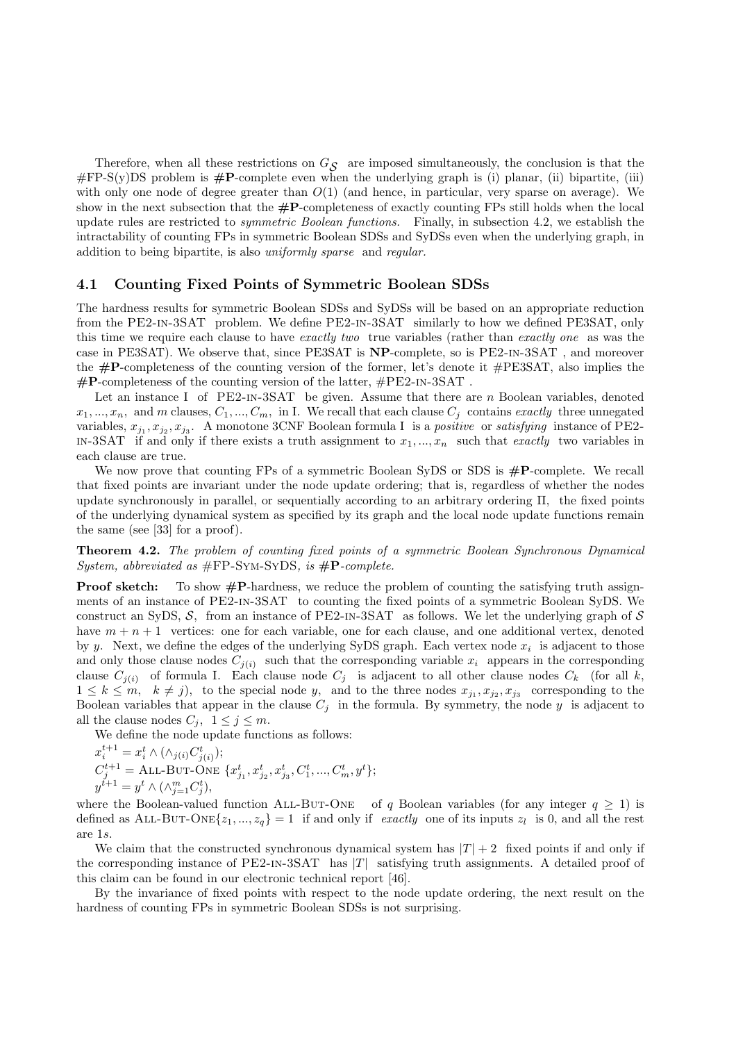Therefore, when all these restrictions on $G_{\mathcal{S}}$ are imposed simultaneously, the conclusion is that the #FP-S(y)DS problem is **#P**-complete even when the underlying graph is (i) planar, (ii) bipartite, (iii) with only one node of degree greater than $O(1)$ (and hence, in particular, very sparse on average). We show in the next subsection that the **#P**-completeness of exactly counting FPs still holds when the local update rules are restricted to *symmetric Boolean functions.* Finally, in subsection 4.2, we establish the intractability of counting FPs in symmetric Boolean SDSs and SyDSs even when the underlying graph, in addition to being bipartite, is also *uniformly sparse* and *regular.*

### 4.1 Counting Fixed Points of Symmetric Boolean SDSs

The hardness results for symmetric Boolean SDSs and SyDSs will be based on an appropriate reduction from the PE2-IN-3SAT problem. We define PE2-IN-3SAT similarly to how we defined PE3SAT, only this time we require each clause to have *exactly two* true variables (rather than *exactly one* as was the case in PE3SAT). We observe that, since PE3SAT is **NP**-complete, so is PE2-IN-3SAT, and moreover the **#P**-completeness of the counting version of the former, let's denote it #PE3SAT, also implies the **#P**-completeness of the counting version of the latter, #PE2-IN-3SAT.

Let an instance I of PE2-IN-3SAT be given. Assume that there are $n$ Boolean variables, denoted $x_1, ..., x_n$, and $m$ clauses, $C_1, ..., C_m$, in I. We recall that each clause $C_j$ contains *exactly* three unnegated variables, $x_{j_1}, x_{j_2}, x_{j_3}$. A monotone 3CNF Boolean formula I is a *positive* or *satisfying* instance of PE2-IN-3SAT if and only if there exists a truth assignment to $x_1, ..., x_n$ such that *exactly* two variables in each clause are true.

We now prove that counting FPs of a symmetric Boolean SyDS or SDS is **#P**-complete. We recall that fixed points are invariant under the node update ordering; that is, regardless of whether the nodes update synchronously in parallel, or sequentially according to an arbitrary ordering $\Pi$, the fixed points of the underlying dynamical system as specified by its graph and the local node update functions remain the same (see [33] for a proof).

**Theorem 4.2.** *The problem of counting fixed points of a symmetric Boolean Synchronous Dynamical System, abbreviated as* #FP-SYM-SYDS*, is* **#P***-complete.*

**Proof sketch:** To show **#P**-hardness, we reduce the problem of counting the satisfying truth assignments of an instance of PE2-IN-3SAT to counting the fixed points of a symmetric Boolean SyDS. We construct an SyDS, $\mathcal{S}$, from an instance of PE2-IN-3SAT as follows. We let the underlying graph of $\mathcal{S}$ have $m + n + 1$ vertices: one for each variable, one for each clause, and one additional vertex, denoted by $y$. Next, we define the edges of the underlying SyDS graph. Each vertex node $x_i$ is adjacent to those and only those clause nodes $C_{j(i)}$ such that the corresponding variable $x_i$ appears in the corresponding clause $C_{j(i)}$ of formula I. Each clause node $C_j$ is adjacent to all other clause nodes $C_k$ (for all $k$, $1 \leq k \leq m$, $k \neq j$), to the special node $y$, and to the three nodes $x_{j_1}, x_{j_2}, x_{j_3}$ corresponding to the Boolean variables that appear in the clause $C_j$ in the formula. By symmetry, the node $y$ is adjacent to all the clause nodes $C_j$, $1 \leq j \leq m$.

We define the node update functions as follows:

$x_i^{t+1} = x_i^t \wedge (\wedge_{j(i)} C_{j(i)}^t)$;

$C_j^{t+1} = \text{ALL-BUT-ONE } \{x_{j_1}^t, x_{j_2}^t, x_{j_3}^t, C_1^t, ..., C_m^t, y^t\}$;

$y^{t+1} = y^t \wedge (\wedge_{j=1}^m C_j^t)$,

where the Boolean-valued function ALL-BUT-ONE of $q$ Boolean variables (for any integer $q \geq 1$) is defined as ALL-BUT-ONE$\{z_1, ..., z_q\} = 1$ if and only if *exactly* one of its inputs $z_l$ is 0, and all the rest are 1s.

We claim that the constructed synchronous dynamical system has $|T| + 2$ fixed points if and only if the corresponding instance of PE2-IN-3SAT has $|T|$ satisfying truth assignments. A detailed proof of this claim can be found in our electronic technical report [46].

By the invariance of fixed points with respect to the node update ordering, the next result on the hardness of counting FPs in symmetric Boolean SDSs is not surprising.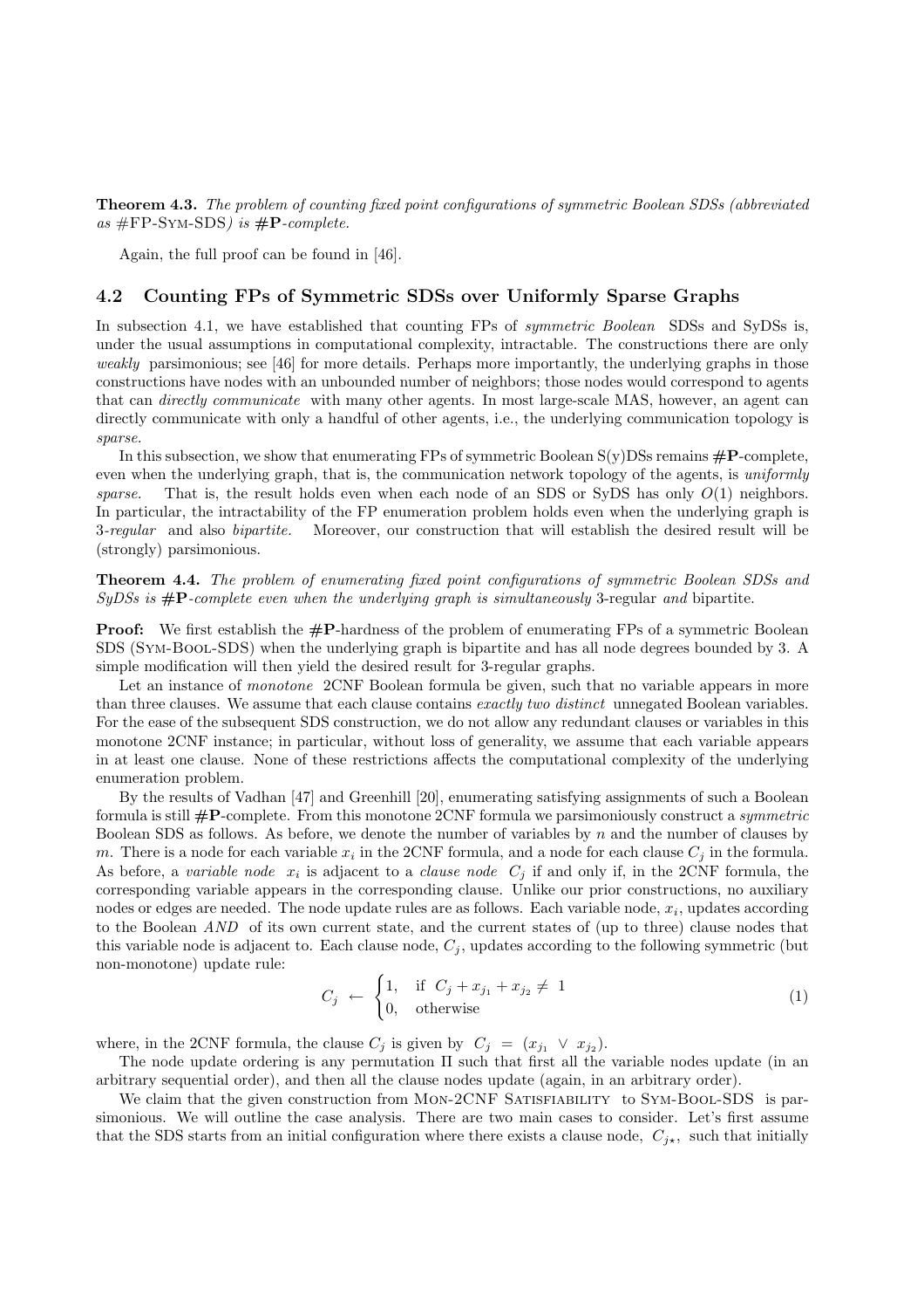**Theorem 4.3.** *The problem of counting fixed point configurations of symmetric Boolean SDSs (abbreviated as* #FP-Sym-SDS*) is* **#P***-complete.*

Again, the full proof can be found in [46].

## 4.2 Counting FPs of Symmetric SDSs over Uniformly Sparse Graphs

In subsection 4.1, we have established that counting FPs of *symmetric Boolean* SDSs and SyDSs is, under the usual assumptions in computational complexity, intractable. The constructions there are only *weakly* parsimonious; see [46] for more details. Perhaps more importantly, the underlying graphs in those constructions have nodes with an unbounded number of neighbors; those nodes would correspond to agents that can *directly communicate* with many other agents. In most large-scale MAS, however, an agent can directly communicate with only a handful of other agents, i.e., the underlying communication topology is *sparse.*

In this subsection, we show that enumerating FPs of symmetric Boolean S(y)DSs remains **#P**-complete, even when the underlying graph, that is, the communication network topology of the agents, is *uniformly sparse.* That is, the result holds even when each node of an SDS or SyDS has only $O(1)$ neighbors. In particular, the intractability of the FP enumeration problem holds even when the underlying graph is 3*-regular* and also *bipartite.* Moreover, our construction that will establish the desired result will be (strongly) parsimonious.

**Theorem 4.4.** *The problem of enumerating fixed point configurations of symmetric Boolean SDSs and SyDSs is* **#P***-complete even when the underlying graph is simultaneously* 3-regular *and* bipartite*.*

**Proof:** We first establish the **#P**-hardness of the problem of enumerating FPs of a symmetric Boolean SDS (Sym-Bool-SDS) when the underlying graph is bipartite and has all node degrees bounded by 3. A simple modification will then yield the desired result for 3-regular graphs.

Let an instance of *monotone* 2CNF Boolean formula be given, such that no variable appears in more than three clauses. We assume that each clause contains *exactly two distinct* unnegated Boolean variables. For the ease of the subsequent SDS construction, we do not allow any redundant clauses or variables in this monotone 2CNF instance; in particular, without loss of generality, we assume that each variable appears in at least one clause. None of these restrictions affects the computational complexity of the underlying enumeration problem.

By the results of Vadhan [47] and Greenhill [20], enumerating satisfying assignments of such a Boolean formula is still **#P**-complete. From this monotone 2CNF formula we parsimoniously construct a *symmetric* Boolean SDS as follows. As before, we denote the number of variables by $n$ and the number of clauses by $m$. There is a node for each variable $x_i$ in the 2CNF formula, and a node for each clause $C_j$ in the formula. As before, a *variable node* $x_i$ is adjacent to a *clause node* $C_j$ if and only if, in the 2CNF formula, the corresponding variable appears in the corresponding clause. Unlike our prior constructions, no auxiliary nodes or edges are needed. The node update rules are as follows. Each variable node, $x_i$, updates according to the Boolean *AND* of its own current state, and the current states of (up to three) clause nodes that this variable node is adjacent to. Each clause node, $C_j$, updates according to the following symmetric (but non-monotone) update rule:

$$C_j \;\leftarrow\; \begin{cases} 1, & \text{if } \; C_j + x_{j_1} + x_{j_2} \neq \; 1 \\ 0, & \text{otherwise} \end{cases} \tag{1}$$

where, in the 2CNF formula, the clause $C_j$ is given by $C_j \;=\; (x_{j_1} \;\vee\; x_{j_2})$.

The node update ordering is any permutation $\Pi$ such that first all the variable nodes update (in an arbitrary sequential order), and then all the clause nodes update (again, in an arbitrary order).

We claim that the given construction from Mon-2CNF Satisfiability to Sym-Bool-SDS is parsimonious. We will outline the case analysis. There are two main cases to consider. Let's first assume that the SDS starts from an initial configuration where there exists a clause node, $C_{j\star}$, such that initially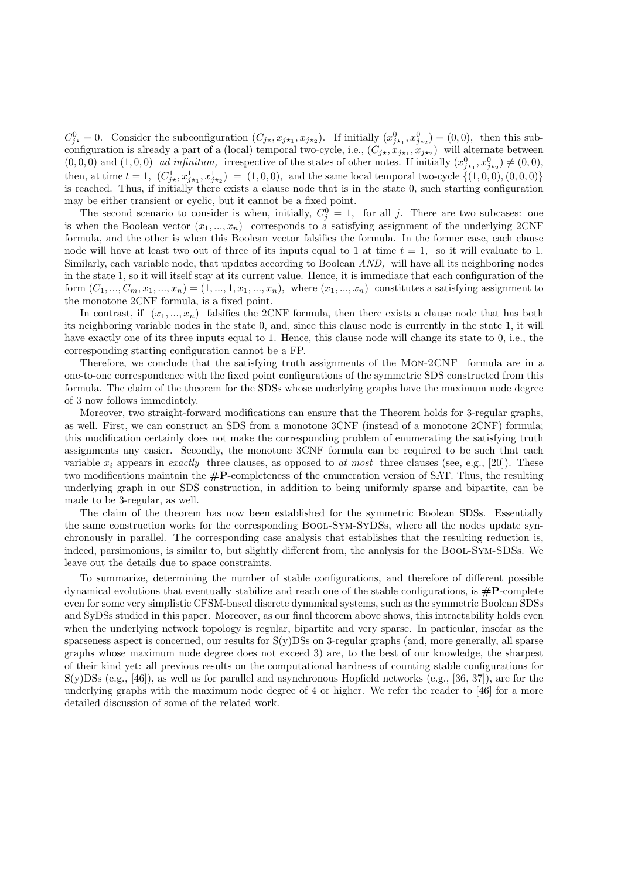$C^0_{j\star} = 0$. Consider the subconfiguration $(C_{j\star}, x_{j\star_1}, x_{j\star_2})$. If initially $(x^0_{j\star_1}, x^0_{j\star_2}) = (0, 0)$, then this subconfiguration is already a part of a (local) temporal two-cycle, i.e., $(C_{j\star}, x_{j\star_1}, x_{j\star_2})$ will alternate between $(0, 0, 0)$ and $(1, 0, 0)$ *ad infinitum*, irrespective of the states of other notes. If initially $(x^0_{j\star_1}, x^0_{j\star_2}) \neq (0, 0)$, then, at time $t = 1$, $(C^1_{j\star}, x^1_{j\star_1}, x^1_{j\star_2}) = (1, 0, 0)$, and the same local temporal two-cycle $\{(1, 0, 0), (0, 0, 0)\}$ is reached. Thus, if initially there exists a clause node that is in the state 0, such starting configuration may be either transient or cyclic, but it cannot be a fixed point.

The second scenario to consider is when, initially, $C^0_j = 1$, for all $j$. There are two subcases: one is when the Boolean vector $(x_1, ..., x_n)$ corresponds to a satisfying assignment of the underlying 2CNF formula, and the other is when this Boolean vector falsifies the formula. In the former case, each clause node will have at least two out of three of its inputs equal to 1 at time $t = 1$, so it will evaluate to 1. Similarly, each variable node, that updates according to Boolean *AND,* will have all its neighboring nodes in the state 1, so it will itself stay at its current value. Hence, it is immediate that each configuration of the form $(C_1, ..., C_m, x_1, ..., x_n) = (1, ..., 1, x_1, ..., x_n)$, where $(x_1, ..., x_n)$ constitutes a satisfying assignment to the monotone 2CNF formula, is a fixed point.

In contrast, if $(x_1, ..., x_n)$ falsifies the 2CNF formula, then there exists a clause node that has both its neighboring variable nodes in the state 0, and, since this clause node is currently in the state 1, it will have exactly one of its three inputs equal to 1. Hence, this clause node will change its state to 0, i.e., the corresponding starting configuration cannot be a FP.

Therefore, we conclude that the satisfying truth assignments of the Mon-2CNF formula are in a one-to-one correspondence with the fixed point configurations of the symmetric SDS constructed from this formula. The claim of the theorem for the SDSs whose underlying graphs have the maximum node degree of 3 now follows immediately.

Moreover, two straight-forward modifications can ensure that the Theorem holds for 3-regular graphs, as well. First, we can construct an SDS from a monotone 3CNF (instead of a monotone 2CNF) formula; this modification certainly does not make the corresponding problem of enumerating the satisfying truth assignments any easier. Secondly, the monotone 3CNF formula can be required to be such that each variable $x_i$ appears in *exactly* three clauses, as opposed to *at most* three clauses (see, e.g., [20]). These two modifications maintain the **#P**-completeness of the enumeration version of SAT. Thus, the resulting underlying graph in our SDS construction, in addition to being uniformly sparse and bipartite, can be made to be 3-regular, as well.

The claim of the theorem has now been established for the symmetric Boolean SDSs. Essentially the same construction works for the corresponding Bool-Sym-SyDSs, where all the nodes update synchronously in parallel. The corresponding case analysis that establishes that the resulting reduction is, indeed, parsimonious, is similar to, but slightly different from, the analysis for the Bool-Sym-SDSs. We leave out the details due to space constraints.

To summarize, determining the number of stable configurations, and therefore of different possible dynamical evolutions that eventually stabilize and reach one of the stable configurations, is **#P**-complete even for some very simplistic CFSM-based discrete dynamical systems, such as the symmetric Boolean SDSs and SyDSs studied in this paper. Moreover, as our final theorem above shows, this intractability holds even when the underlying network topology is regular, bipartite and very sparse. In particular, insofar as the sparseness aspect is concerned, our results for S(y)DSs on 3-regular graphs (and, more generally, all sparse graphs whose maximum node degree does not exceed 3) are, to the best of our knowledge, the sharpest of their kind yet: all previous results on the computational hardness of counting stable configurations for S(y)DSs (e.g., [46]), as well as for parallel and asynchronous Hopfield networks (e.g., [36, 37]), are for the underlying graphs with the maximum node degree of 4 or higher. We refer the reader to [46] for a more detailed discussion of some of the related work.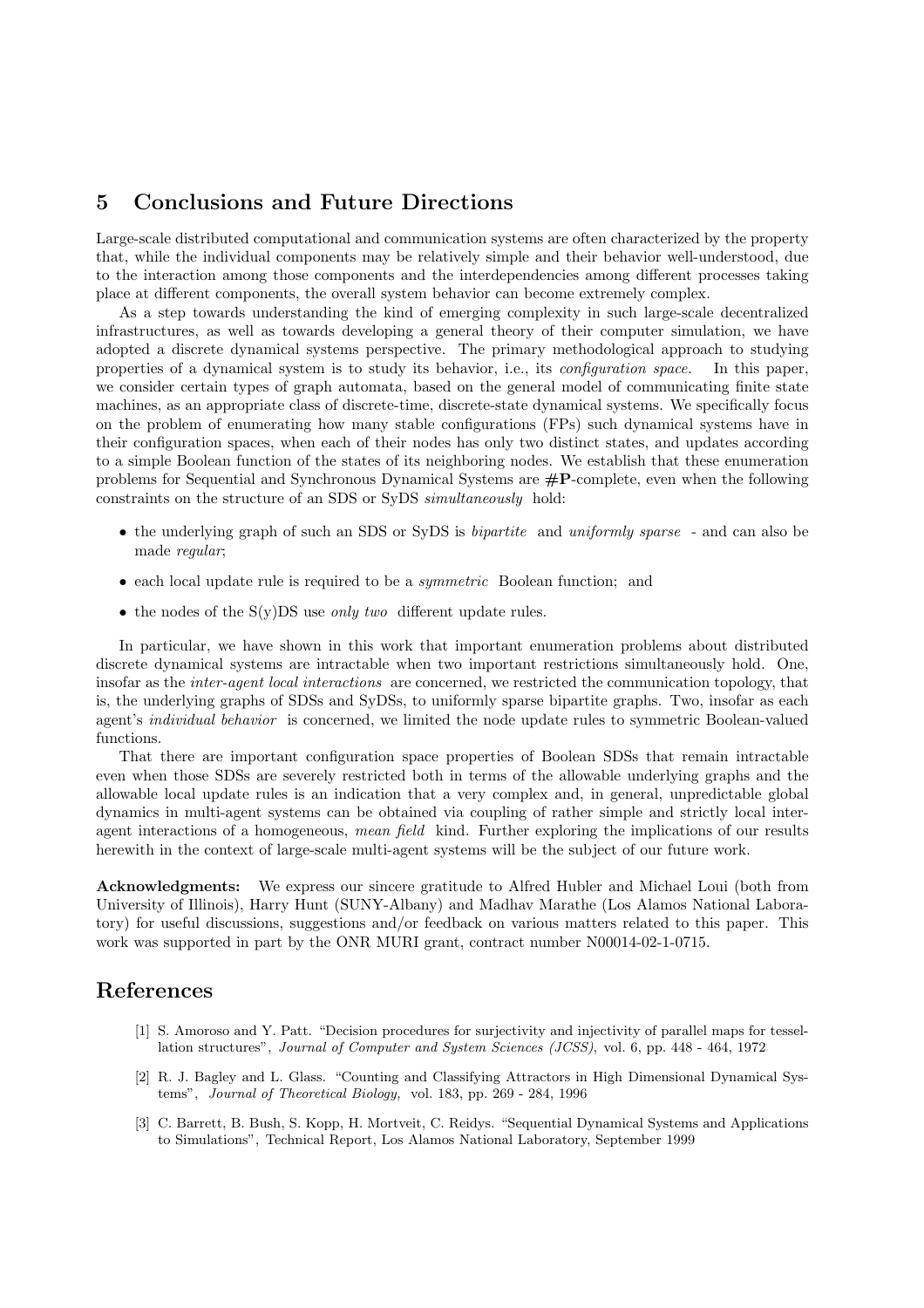## 5 Conclusions and Future Directions

Large-scale distributed computational and communication systems are often characterized by the property that, while the individual components may be relatively simple and their behavior well-understood, due to the interaction among those components and the interdependencies among different processes taking place at different components, the overall system behavior can become extremely complex.

As a step towards understanding the kind of emerging complexity in such large-scale decentralized infrastructures, as well as towards developing a general theory of their computer simulation, we have adopted a discrete dynamical systems perspective. The primary methodological approach to studying properties of a dynamical system is to study its behavior, i.e., its *configuration space.* In this paper, we consider certain types of graph automata, based on the general model of communicating finite state machines, as an appropriate class of discrete-time, discrete-state dynamical systems. We specifically focus on the problem of enumerating how many stable configurations (FPs) such dynamical systems have in their configuration spaces, when each of their nodes has only two distinct states, and updates according to a simple Boolean function of the states of its neighboring nodes. We establish that these enumeration problems for Sequential and Synchronous Dynamical Systems are **#P**-complete, even when the following constraints on the structure of an SDS or SyDS *simultaneously* hold:

- the underlying graph of such an SDS or SyDS is *bipartite* and *uniformly sparse* - and can also be made *regular*;
- each local update rule is required to be a *symmetric* Boolean function; and
- the nodes of the S(y)DS use *only two* different update rules.

In particular, we have shown in this work that important enumeration problems about distributed discrete dynamical systems are intractable when two important restrictions simultaneously hold. One, insofar as the *inter-agent local interactions* are concerned, we restricted the communication topology, that is, the underlying graphs of SDSs and SyDSs, to uniformly sparse bipartite graphs. Two, insofar as each agent's *individual behavior* is concerned, we limited the node update rules to symmetric Boolean-valued functions.

That there are important configuration space properties of Boolean SDSs that remain intractable even when those SDSs are severely restricted both in terms of the allowable underlying graphs and the allowable local update rules is an indication that a very complex and, in general, unpredictable global dynamics in multi-agent systems can be obtained via coupling of rather simple and strictly local inter-agent interactions of a homogeneous, *mean field* kind. Further exploring the implications of our results herewith in the context of large-scale multi-agent systems will be the subject of our future work.

**Acknowledgments:** We express our sincere gratitude to Alfred Hubler and Michael Loui (both from University of Illinois), Harry Hunt (SUNY-Albany) and Madhav Marathe (Los Alamos National Laboratory) for useful discussions, suggestions and/or feedback on various matters related to this paper. This work was supported in part by the ONR MURI grant, contract number N00014-02-1-0715.

# References

[1] S. Amoroso and Y. Patt. "Decision procedures for surjectivity and injectivity of parallel maps for tessellation structures", *Journal of Computer and System Sciences (JCSS)*, vol. 6, pp. 448 - 464, 1972

[2] R. J. Bagley and L. Glass. "Counting and Classifying Attractors in High Dimensional Dynamical Systems", *Journal of Theoretical Biology,* vol. 183, pp. 269 - 284, 1996

[3] C. Barrett, B. Bush, S. Kopp, H. Mortveit, C. Reidys. "Sequential Dynamical Systems and Applications to Simulations", Technical Report, Los Alamos National Laboratory, September 1999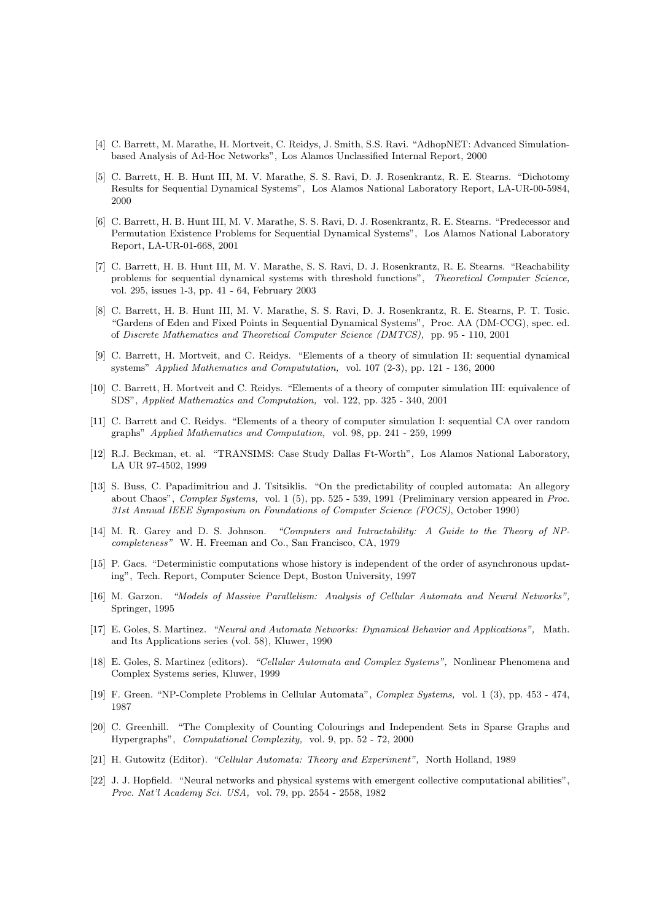[4] C. Barrett, M. Marathe, H. Mortveit, C. Reidys, J. Smith, S.S. Ravi. "AdhopNET: Advanced Simulation-based Analysis of Ad-Hoc Networks", Los Alamos Unclassified Internal Report, 2000

[5] C. Barrett, H. B. Hunt III, M. V. Marathe, S. S. Ravi, D. J. Rosenkrantz, R. E. Stearns. "Dichotomy Results for Sequential Dynamical Systems", Los Alamos National Laboratory Report, LA-UR-00-5984, 2000

[6] C. Barrett, H. B. Hunt III, M. V. Marathe, S. S. Ravi, D. J. Rosenkrantz, R. E. Stearns. "Predecessor and Permutation Existence Problems for Sequential Dynamical Systems", Los Alamos National Laboratory Report, LA-UR-01-668, 2001

[7] C. Barrett, H. B. Hunt III, M. V. Marathe, S. S. Ravi, D. J. Rosenkrantz, R. E. Stearns. "Reachability problems for sequential dynamical systems with threshold functions", *Theoretical Computer Science,* vol. 295, issues 1-3, pp. 41 - 64, February 2003

[8] C. Barrett, H. B. Hunt III, M. V. Marathe, S. S. Ravi, D. J. Rosenkrantz, R. E. Stearns, P. T. Tosic. "Gardens of Eden and Fixed Points in Sequential Dynamical Systems", Proc. AA (DM-CCG), spec. ed. of *Discrete Mathematics and Theoretical Computer Science (DMTCS),* pp. 95 - 110, 2001

[9] C. Barrett, H. Mortveit, and C. Reidys. "Elements of a theory of simulation II: sequential dynamical systems" *Applied Mathematics and Compututation,* vol. 107 (2-3), pp. 121 - 136, 2000

[10] C. Barrett, H. Mortveit and C. Reidys. "Elements of a theory of computer simulation III: equivalence of SDS", *Applied Mathematics and Computation,* vol. 122, pp. 325 - 340, 2001

[11] C. Barrett and C. Reidys. "Elements of a theory of computer simulation I: sequential CA over random graphs" *Applied Mathematics and Computation,* vol. 98, pp. 241 - 259, 1999

[12] R.J. Beckman, et. al. "TRANSIMS: Case Study Dallas Ft-Worth", Los Alamos National Laboratory, LA UR 97-4502, 1999

[13] S. Buss, C. Papadimitriou and J. Tsitsiklis. "On the predictability of coupled automata: An allegory about Chaos", *Complex Systems,* vol. 1 (5), pp. 525 - 539, 1991 (Preliminary version appeared in *Proc. 31st Annual IEEE Symposium on Foundations of Computer Science (FOCS)*, October 1990)

[14] M. R. Garey and D. S. Johnson. *"Computers and Intractability: A Guide to the Theory of NP-completeness"* W. H. Freeman and Co., San Francisco, CA, 1979

[15] P. Gacs. "Deterministic computations whose history is independent of the order of asynchronous updating", Tech. Report, Computer Science Dept, Boston University, 1997

[16] M. Garzon. *"Models of Massive Parallelism: Analysis of Cellular Automata and Neural Networks",* Springer, 1995

[17] E. Goles, S. Martinez. *"Neural and Automata Networks: Dynamical Behavior and Applications",* Math. and Its Applications series (vol. 58), Kluwer, 1990

[18] E. Goles, S. Martinez (editors). *"Cellular Automata and Complex Systems",* Nonlinear Phenomena and Complex Systems series, Kluwer, 1999

[19] F. Green. "NP-Complete Problems in Cellular Automata", *Complex Systems,* vol. 1 (3), pp. 453 - 474, 1987

[20] C. Greenhill. "The Complexity of Counting Colourings and Independent Sets in Sparse Graphs and Hypergraphs", *Computational Complexity,* vol. 9, pp. 52 - 72, 2000

[21] H. Gutowitz (Editor). *"Cellular Automata: Theory and Experiment",* North Holland, 1989

[22] J. J. Hopfield. "Neural networks and physical systems with emergent collective computational abilities", *Proc. Nat'l Academy Sci. USA,* vol. 79, pp. 2554 - 2558, 1982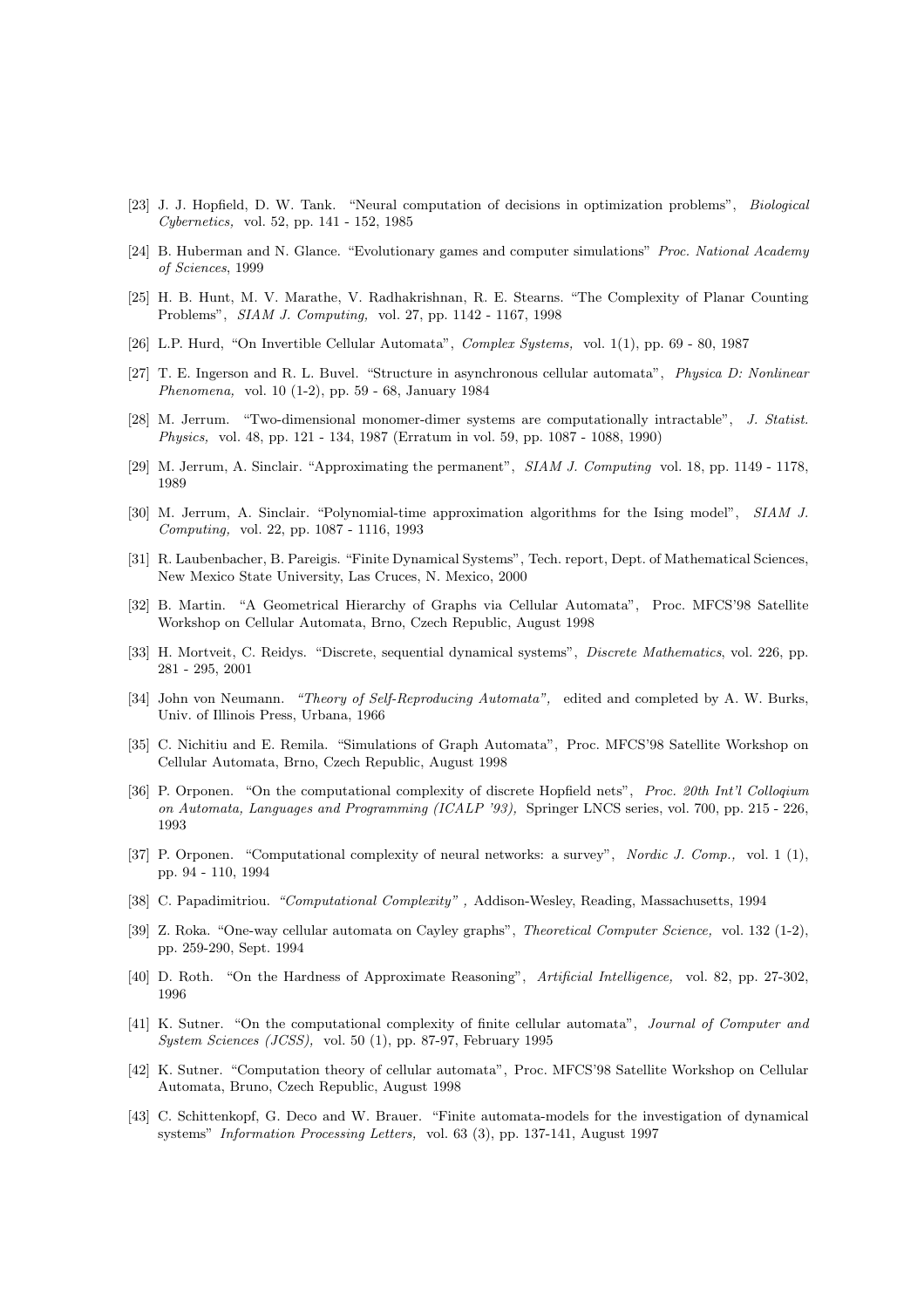[23] J. J. Hopfield, D. W. Tank. "Neural computation of decisions in optimization problems", *Biological Cybernetics,* vol. 52, pp. 141 - 152, 1985

[24] B. Huberman and N. Glance. "Evolutionary games and computer simulations" *Proc. National Academy of Sciences*, 1999

[25] H. B. Hunt, M. V. Marathe, V. Radhakrishnan, R. E. Stearns. "The Complexity of Planar Counting Problems", *SIAM J. Computing,* vol. 27, pp. 1142 - 1167, 1998

[26] L.P. Hurd, "On Invertible Cellular Automata", *Complex Systems,* vol. 1(1), pp. 69 - 80, 1987

[27] T. E. Ingerson and R. L. Buvel. "Structure in asynchronous cellular automata", *Physica D: Nonlinear Phenomena,* vol. 10 (1-2), pp. 59 - 68, January 1984

[28] M. Jerrum. "Two-dimensional monomer-dimer systems are computationally intractable", *J. Statist. Physics,* vol. 48, pp. 121 - 134, 1987 (Erratum in vol. 59, pp. 1087 - 1088, 1990)

[29] M. Jerrum, A. Sinclair. "Approximating the permanent", *SIAM J. Computing* vol. 18, pp. 1149 - 1178, 1989

[30] M. Jerrum, A. Sinclair. "Polynomial-time approximation algorithms for the Ising model", *SIAM J. Computing,* vol. 22, pp. 1087 - 1116, 1993

[31] R. Laubenbacher, B. Pareigis. "Finite Dynamical Systems", Tech. report, Dept. of Mathematical Sciences, New Mexico State University, Las Cruces, N. Mexico, 2000

[32] B. Martin. "A Geometrical Hierarchy of Graphs via Cellular Automata", Proc. MFCS'98 Satellite Workshop on Cellular Automata, Brno, Czech Republic, August 1998

[33] H. Mortveit, C. Reidys. "Discrete, sequential dynamical systems", *Discrete Mathematics*, vol. 226, pp. 281 - 295, 2001

[34] John von Neumann. *"Theory of Self-Reproducing Automata",* edited and completed by A. W. Burks, Univ. of Illinois Press, Urbana, 1966

[35] C. Nichitiu and E. Remila. "Simulations of Graph Automata", Proc. MFCS'98 Satellite Workshop on Cellular Automata, Brno, Czech Republic, August 1998

[36] P. Orponen. "On the computational complexity of discrete Hopfield nets", *Proc. 20th Int'l Colloqium on Automata, Languages and Programming (ICALP '93),* Springer LNCS series, vol. 700, pp. 215 - 226, 1993

[37] P. Orponen. "Computational complexity of neural networks: a survey", *Nordic J. Comp.,* vol. 1 (1), pp. 94 - 110, 1994

[38] C. Papadimitriou. *"Computational Complexity" ,* Addison-Wesley, Reading, Massachusetts, 1994

[39] Z. Roka. "One-way cellular automata on Cayley graphs", *Theoretical Computer Science,* vol. 132 (1-2), pp. 259-290, Sept. 1994

[40] D. Roth. "On the Hardness of Approximate Reasoning", *Artificial Intelligence,* vol. 82, pp. 27-302, 1996

[41] K. Sutner. "On the computational complexity of finite cellular automata", *Journal of Computer and System Sciences (JCSS),* vol. 50 (1), pp. 87-97, February 1995

[42] K. Sutner. "Computation theory of cellular automata", Proc. MFCS'98 Satellite Workshop on Cellular Automata, Bruno, Czech Republic, August 1998

[43] C. Schittenkopf, G. Deco and W. Brauer. "Finite automata-models for the investigation of dynamical systems" *Information Processing Letters,* vol. 63 (3), pp. 137-141, August 1997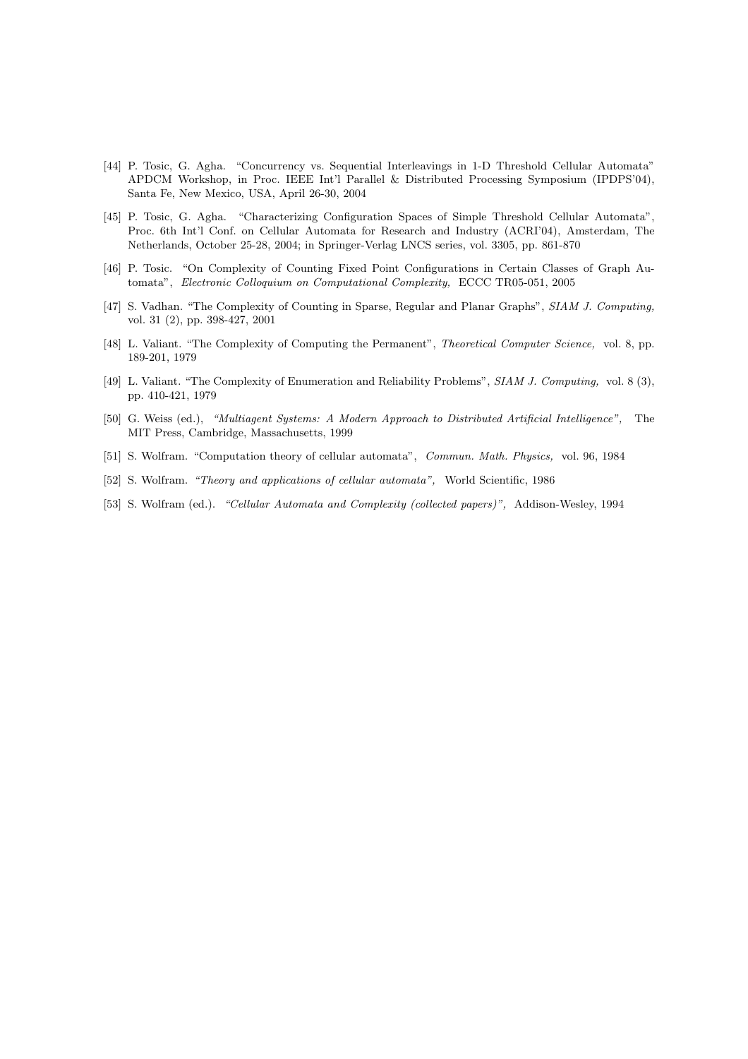[44] P. Tosic, G. Agha. "Concurrency vs. Sequential Interleavings in 1-D Threshold Cellular Automata" APDCM Workshop, in Proc. IEEE Int'l Parallel & Distributed Processing Symposium (IPDPS'04), Santa Fe, New Mexico, USA, April 26-30, 2004

[45] P. Tosic, G. Agha. "Characterizing Configuration Spaces of Simple Threshold Cellular Automata", Proc. 6th Int'l Conf. on Cellular Automata for Research and Industry (ACRI'04), Amsterdam, The Netherlands, October 25-28, 2004; in Springer-Verlag LNCS series, vol. 3305, pp. 861-870

[46] P. Tosic. "On Complexity of Counting Fixed Point Configurations in Certain Classes of Graph Automata", *Electronic Colloquium on Computational Complexity,* ECCC TR05-051, 2005

[47] S. Vadhan. "The Complexity of Counting in Sparse, Regular and Planar Graphs", *SIAM J. Computing,* vol. 31 (2), pp. 398-427, 2001

[48] L. Valiant. "The Complexity of Computing the Permanent", *Theoretical Computer Science,* vol. 8, pp. 189-201, 1979

[49] L. Valiant. "The Complexity of Enumeration and Reliability Problems", *SIAM J. Computing,* vol. 8 (3), pp. 410-421, 1979

[50] G. Weiss (ed.), *"Multiagent Systems: A Modern Approach to Distributed Artificial Intelligence",* The MIT Press, Cambridge, Massachusetts, 1999

[51] S. Wolfram. "Computation theory of cellular automata", *Commun. Math. Physics,* vol. 96, 1984

[52] S. Wolfram. *"Theory and applications of cellular automata",* World Scientific, 1986

[53] S. Wolfram (ed.). *"Cellular Automata and Complexity (collected papers)",* Addison-Wesley, 1994